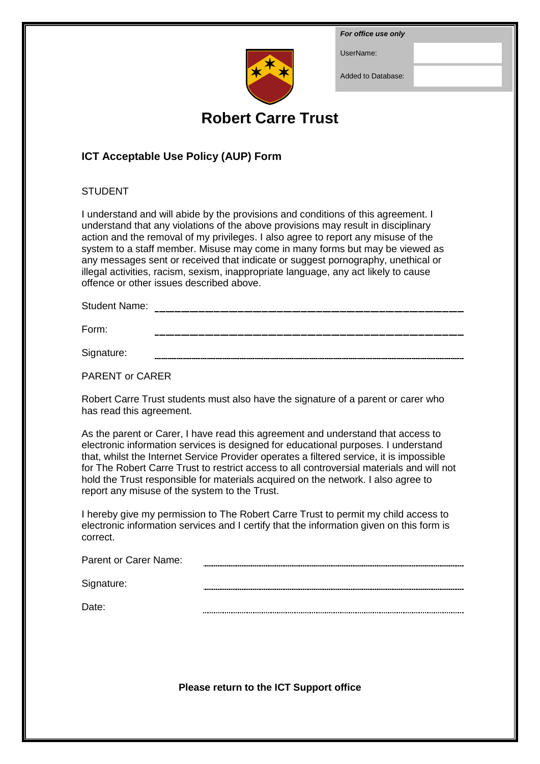| *For office use only* | |
|---|---|
| UserName: | |
| Added to Database: | |

# Robert Carre Trust

## ICT Acceptable Use Policy (AUP) Form

STUDENT

I understand and will abide by the provisions and conditions of this agreement. I understand that any violations of the above provisions may result in disciplinary action and the removal of my privileges. I also agree to report any misuse of the system to a staff member. Misuse may come in many forms but may be viewed as any messages sent or received that indicate or suggest pornography, unethical or illegal activities, racism, sexism, inappropriate language, any act likely to cause offence or other issues described above.

Student Name: ____________________________________________

Form: ____________________________________________

Signature: ............................................................................................

PARENT or CARER

Robert Carre Trust students must also have the signature of a parent or carer who has read this agreement.

As the parent or Carer, I have read this agreement and understand that access to electronic information services is designed for educational purposes. I understand that, whilst the Internet Service Provider operates a filtered service, it is impossible for The Robert Carre Trust to restrict access to all controversial materials and will not hold the Trust responsible for materials acquired on the network. I also agree to report any misuse of the system to the Trust.

I hereby give my permission to The Robert Carre Trust to permit my child access to electronic information services and I certify that the information given on this form is correct.

Parent or Carer Name: ............................................................................................

Signature: ............................................................................................

Date: ............................................................................................

**Please return to the ICT Support office**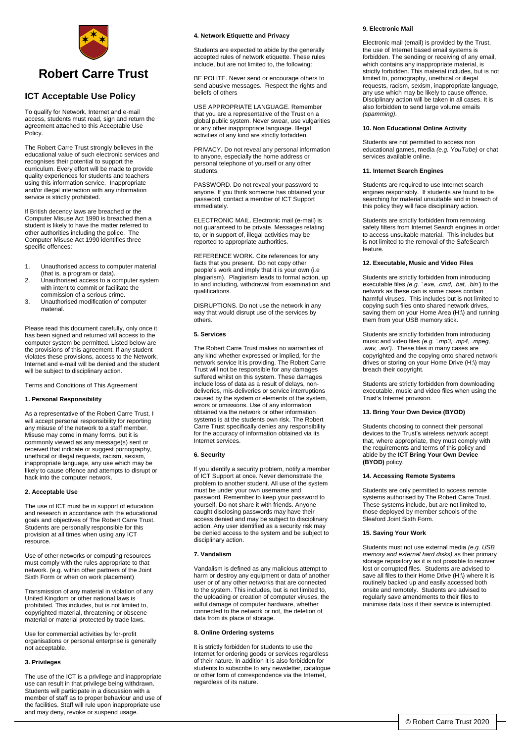# Robert Carre Trust

## ICT Acceptable Use Policy

To qualify for Network, Internet and e-mail access, students must read, sign and return the agreement attached to this Acceptable Use Policy.

The Robert Carre Trust strongly believes in the educational value of such electronic services and recognises their potential to support the curriculum. Every effort will be made to provide quality experiences for students and teachers using this information service. Inappropriate and/or illegal interaction with any information service is strictly prohibited.

If British decency laws are breached or the Computer Misuse Act 1990 is breached then a student is likely to have the matter referred to other authorities including the police. The Computer Misuse Act 1990 identifies three specific offences:

1. Unauthorised access to computer material (that is, a program or data).
2. Unauthorised access to a computer system with intent to commit or facilitate the commission of a serious crime.
3. Unauthorised modification of computer material.

Please read this document carefully, only once it has been signed and returned will access to the computer system be permitted. Listed below are the provisions of this agreement. If any student violates these provisions, access to the Network, Internet and e-mail will be denied and the student will be subject to disciplinary action.

Terms and Conditions of This Agreement

**1. Personal Responsibility**

As a representative of the Robert Carre Trust, I will accept personal responsibility for reporting any misuse of the network to a staff member. Misuse may come in many forms, but it is commonly viewed as any message(s) sent or received that indicate or suggest pornography, unethical or illegal requests, racism, sexism, inappropriate language, any use which may be likely to cause offence and attempts to disrupt or hack into the computer network.

**2. Acceptable Use**

The use of ICT must be in support of education and research in accordance with the educational goals and objectives of The Robert Carre Trust. Students are personally responsible for this provision at all times when using any ICT resource.

Use of other networks or computing resources must comply with the rules appropriate to that network. (e.g. within other partners of the Joint Sixth Form or when on work placement)

Transmission of any material in violation of any United Kingdom or other national laws is prohibited. This includes, but is not limited to, copyrighted material, threatening or obscene material or material protected by trade laws.

Use for commercial activities by for-profit organisations or personal enterprise is generally not acceptable.

**3. Privileges**

The use of the ICT is a privilege and inappropriate use can result in that privilege being withdrawn. Students will participate in a discussion with a member of staff as to proper behaviour and use of the facilities. Staff will rule upon inappropriate use and may deny, revoke or suspend usage.

**4. Network Etiquette and Privacy**

Students are expected to abide by the generally accepted rules of network etiquette. These rules include, but are not limited to, the following:

BE POLITE. Never send or encourage others to send abusive messages. Respect the rights and beliefs of others

USE APPROPRIATE LANGUAGE. Remember that you are a representative of the Trust on a global public system. Never swear, use vulgarities or any other inappropriate language. Illegal activities of any kind are strictly forbidden.

PRIVACY. Do not reveal any personal information to anyone, especially the home address or personal telephone of yourself or any other students.

PASSWORD. Do not reveal your password to anyone. If you think someone has obtained your password, contact a member of ICT Support immediately.

ELECTRONIC MAIL. Electronic mail (e-mail) is not guaranteed to be private. Messages relating to, or in support of, illegal activities may be reported to appropriate authorities.

REFERENCE WORK. Cite references for any facts that you present. Do not copy other people's work and imply that it is your own (i.e plagiarism). Plagiarism leads to formal action, up to and including, withdrawal from examination and qualifications.

DISRUPTIONS. Do not use the network in any way that would disrupt use of the services by others.

**5. Services**

The Robert Carre Trust makes no warranties of any kind whether expressed or implied, for the network service it is providing. The Robert Carre Trust will not be responsible for any damages suffered whilst on this system. These damages include loss of data as a result of delays, non-deliveries, mis-deliveries or service interruptions caused by the system or elements of the system, errors or omissions. Use of any information obtained via the network or other information systems is at the students own risk. The Robert Carre Trust specifically denies any responsibility for the accuracy of information obtained via its Internet services.

**6. Security**

If you identify a security problem, notify a member of ICT Support at once. Never demonstrate the problem to another student. All use of the system must be under your own username and password. Remember to keep your password to yourself. Do not share it with friends. Anyone caught disclosing passwords may have their access denied and may be subject to disciplinary action. Any user identified as a security risk may be denied access to the system and be subject to disciplinary action.

**7. Vandalism**

Vandalism is defined as any malicious attempt to harm or destroy any equipment or data of another user or of any other networks that are connected to the system. This includes, but is not limited to, the uploading or creation of computer viruses, the wilful damage of computer hardware, whether connected to the network or not, the deletion of data from its place of storage.

**8. Online Ordering systems**

It is strictly forbidden for students to use the Internet for ordering goods or services regardless of their nature. In addition it is also forbidden for students to subscribe to any newsletter, catalogue or other form of correspondence via the Internet, regardless of its nature.

**9. Electronic Mail**

Electronic mail (email) is provided by the Trust, the use of Internet based email systems is forbidden. The sending or receiving of any email, which contains any inappropriate material, is strictly forbidden. This material includes, but is not limited to, pornography, unethical or illegal requests, racism, sexism, inappropriate language, any use which may be likely to cause offence. Disciplinary action will be taken in all cases. It is also forbidden to send large volume emails *(spamming)*.

**10. Non Educational Online Activity**

Students are not permitted to access non educational games, media *(e.g. YouTube)* or chat services available online.

**11. Internet Search Engines**

Students are required to use Internet search engines responsibly. If students are found to be searching for material unsuitable and in breach of this policy they will face disciplinary action.

Students are strictly forbidden from removing safety filters from Internet Search engines in order to access unsuitable material. This includes but is not limited to the removal of the SafeSearch feature.

**12. Executable, Music and Video Files**

Students are strictly forbidden from introducing executable files *(e.g. '.exe, .cmd, .bat, .bin')* to the network as these can in some cases contain harmful viruses. This includes but is not limited to copying such files onto shared network drives, saving them on your Home Area (H:\) and running them from your USB memory stick.

Students are strictly forbidden from introducing music and video files *(e.g. '.mp3, .mp4, .mpeg, .wav, .avi')*. These files in many cases are copyrighted and the copying onto shared network drives or storing on your Home Drive (H:\) may breach their copyright.

Students are strictly forbidden from downloading executable, music and video files when using the Trust's Internet provision.

**13. Bring Your Own Device (BYOD)**

Students choosing to connect their personal devices to the Trust's wireless network accept that, where appropriate, they must comply with the requirements and terms of this policy and abide by the **ICT Bring Your Own Device (BYOD)** policy.

**14. Accessing Remote Systems**

Students are only permitted to access remote systems authorised by The Robert Carre Trust. These systems include, but are not limited to, those deployed by member schools of the Sleaford Joint Sixth Form.

**15. Saving Your Work**

Students must not use external media *(e.g. USB memory and external hard disks)* as their primary storage repository as it is not possible to recover lost or corrupted files. Students are advised to save all files to their Home Drive (H:\) where it is routinely backed up and easily accessed both onsite and remotely. Students are advised to regularly save amendments to their files to minimise data loss if their service is interrupted.

© Robert Carre Trust 2020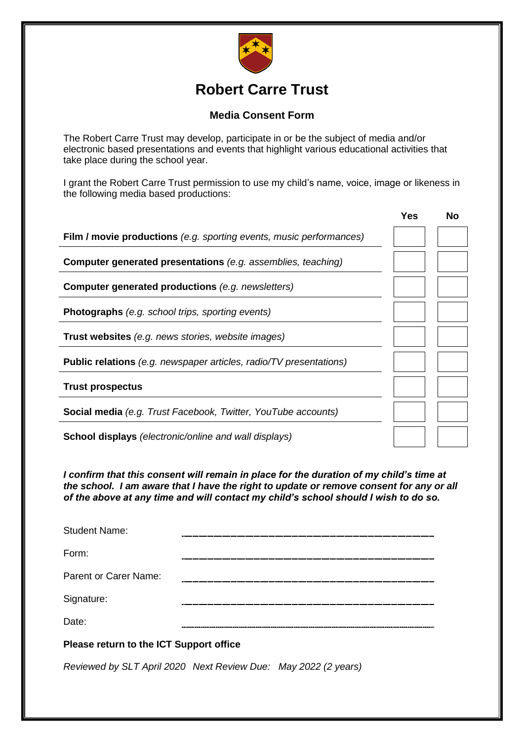# Robert Carre Trust

## Media Consent Form

The Robert Carre Trust may develop, participate in or be the subject of media and/or electronic based presentations and events that highlight various educational activities that take place during the school year.

I grant the Robert Carre Trust permission to use my child's name, voice, image or likeness in the following media based productions:

| | Yes | No |
|---|---|---|
| **Film / movie productions** *(e.g. sporting events, music performances)* | | |
| **Computer generated presentations** *(e.g. assemblies, teaching)* | | |
| **Computer generated productions** *(e.g. newsletters)* | | |
| **Photographs** *(e.g. school trips, sporting events)* | | |
| **Trust websites** *(e.g. news stories, website images)* | | |
| **Public relations** *(e.g. newspaper articles, radio/TV presentations)* | | |
| **Trust prospectus** | | |
| **Social media** *(e.g. Trust Facebook, Twitter, YouTube accounts)* | | |
| **School displays** *(electronic/online and wall displays)* | | |

***I confirm that this consent will remain in place for the duration of my child's time at the school. I am aware that I have the right to update or remove consent for any or all of the above at any time and will contact my child's school should I wish to do so.***

Student Name: ______________________________________

Form: ______________________________________

Parent or Carer Name: ______________________________________

Signature: ______________________________________

Date: ......................................................................

**Please return to the ICT Support office**

*Reviewed by SLT April 2020 Next Review Due: May 2022 (2 years)*